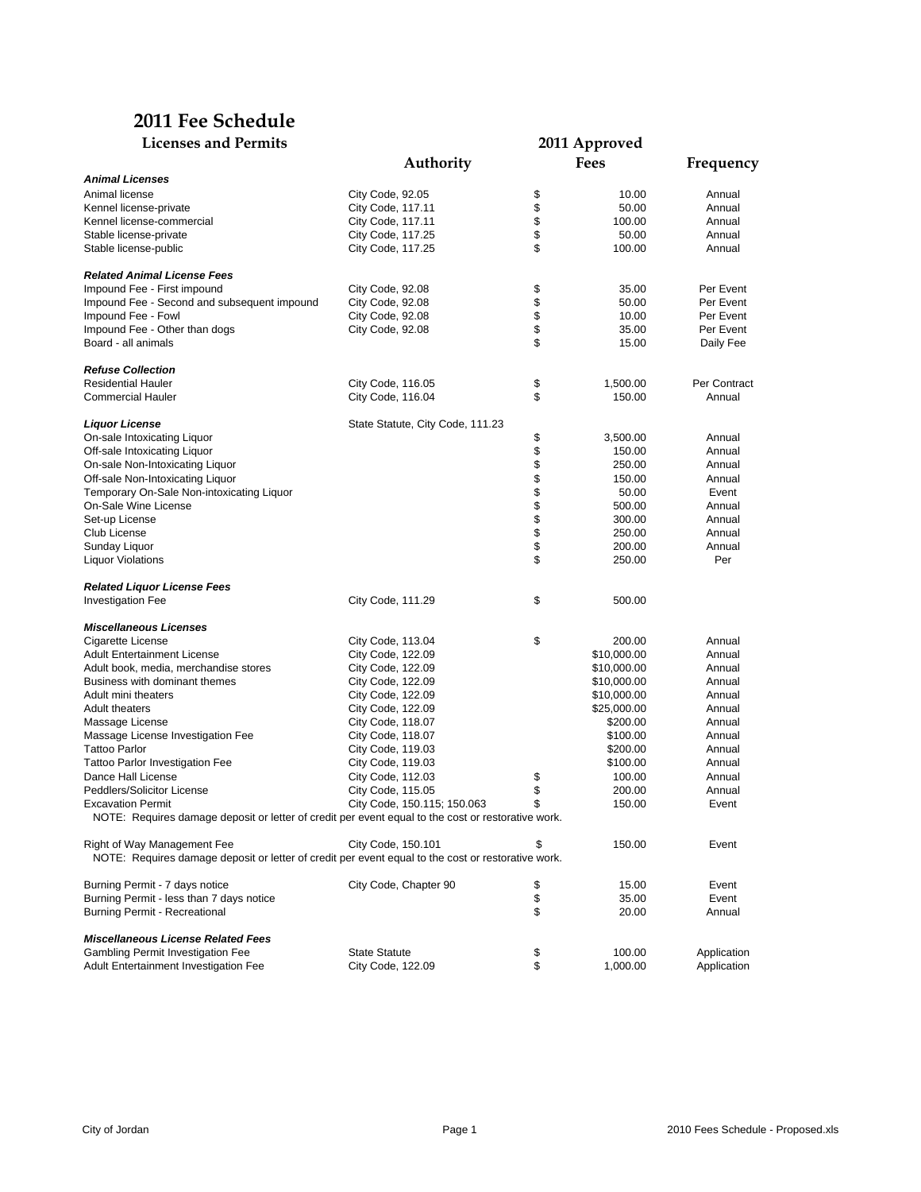# 2011 Fee Schedule

## Licenses and Permits

| | Authority | 2011 Approved Fees | Frequency |
|---|---|---|---|
| ***Animal Licenses*** | | | |
| Animal license | City Code, 92.05 | $ 10.00 | Annual |
| Kennel license-private | City Code, 117.11 | $ 50.00 | Annual |
| Kennel license-commercial | City Code, 117.11 | $ 100.00 | Annual |
| Stable license-private | City Code, 117.25 | $ 50.00 | Annual |
| Stable license-public | City Code, 117.25 | $ 100.00 | Annual |
| | | | |
| ***Related Animal License Fees*** | | | |
| Impound Fee - First impound | City Code, 92.08 | $ 35.00 | Per Event |
| Impound Fee - Second and subsequent impound | City Code, 92.08 | $ 50.00 | Per Event |
| Impound Fee - Fowl | City Code, 92.08 | $ 10.00 | Per Event |
| Impound Fee - Other than dogs | City Code, 92.08 | $ 35.00 | Per Event |
| Board - all animals | | $ 15.00 | Daily Fee |
| | | | |
| ***Refuse Collection*** | | | |
| Residential Hauler | City Code, 116.05 | $ 1,500.00 | Per Contract |
| Commercial Hauler | City Code, 116.04 | $ 150.00 | Annual |
| | | | |
| ***Liquor License*** | State Statute, City Code, 111.23 | | |
| On-sale Intoxicating Liquor | | $ 3,500.00 | Annual |
| Off-sale Intoxicating Liquor | | $ 150.00 | Annual |
| On-sale Non-Intoxicating Liquor | | $ 250.00 | Annual |
| Off-sale Non-Intoxicating Liquor | | $ 150.00 | Annual |
| Temporary On-Sale Non-intoxicating Liquor | | $ 50.00 | Event |
| On-Sale Wine License | | $ 500.00 | Annual |
| Set-up License | | $ 300.00 | Annual |
| Club License | | $ 250.00 | Annual |
| Sunday Liquor | | $ 200.00 | Annual |
| Liquor Violations | | $ 250.00 | Per |
| | | | |
| ***Related Liquor License Fees*** | | | |
| Investigation Fee | City Code, 111.29 | $ 500.00 | |
| | | | |
| ***Miscellaneous Licenses*** | | | |
| Cigarette License | City Code, 113.04 | $ 200.00 | Annual |
| Adult Entertainment License | City Code, 122.09 | $10,000.00 | Annual |
| Adult book, media, merchandise stores | City Code, 122.09 | $10,000.00 | Annual |
| Business with dominant themes | City Code, 122.09 | $10,000.00 | Annual |
| Adult mini theaters | City Code, 122.09 | $10,000.00 | Annual |
| Adult theaters | City Code, 122.09 | $25,000.00 | Annual |
| Massage License | City Code, 118.07 | $200.00 | Annual |
| Massage License Investigation Fee | City Code, 118.07 | $100.00 | Annual |
| Tattoo Parlor | City Code, 119.03 | $200.00 | Annual |
| Tattoo Parlor Investigation Fee | City Code, 119.03 | $100.00 | Annual |
| Dance Hall License | City Code, 112.03 | $ 100.00 | Annual |
| Peddlers/Solicitor License | City Code, 115.05 | $ 200.00 | Annual |
| Excavation Permit | City Code, 150.115; 150.063 | $ 150.00 | Event |
| NOTE: Requires damage deposit or letter of credit per event equal to the cost or restorative work. | | | |
| | | | |
| Right of Way Management Fee | City Code, 150.101 | $ 150.00 | Event |
| NOTE: Requires damage deposit or letter of credit per event equal to the cost or restorative work. | | | |
| | | | |
| Burning Permit - 7 days notice | City Code, Chapter 90 | $ 15.00 | Event |
| Burning Permit - less than 7 days notice | | $ 35.00 | Event |
| Burning Permit - Recreational | | $ 20.00 | Annual |
| | | | |
| ***Miscellaneous License Related Fees*** | | | |
| Gambling Permit Investigation Fee | State Statute | $ 100.00 | Application |
| Adult Entertainment Investigation Fee | City Code, 122.09 | $ 1,000.00 | Application |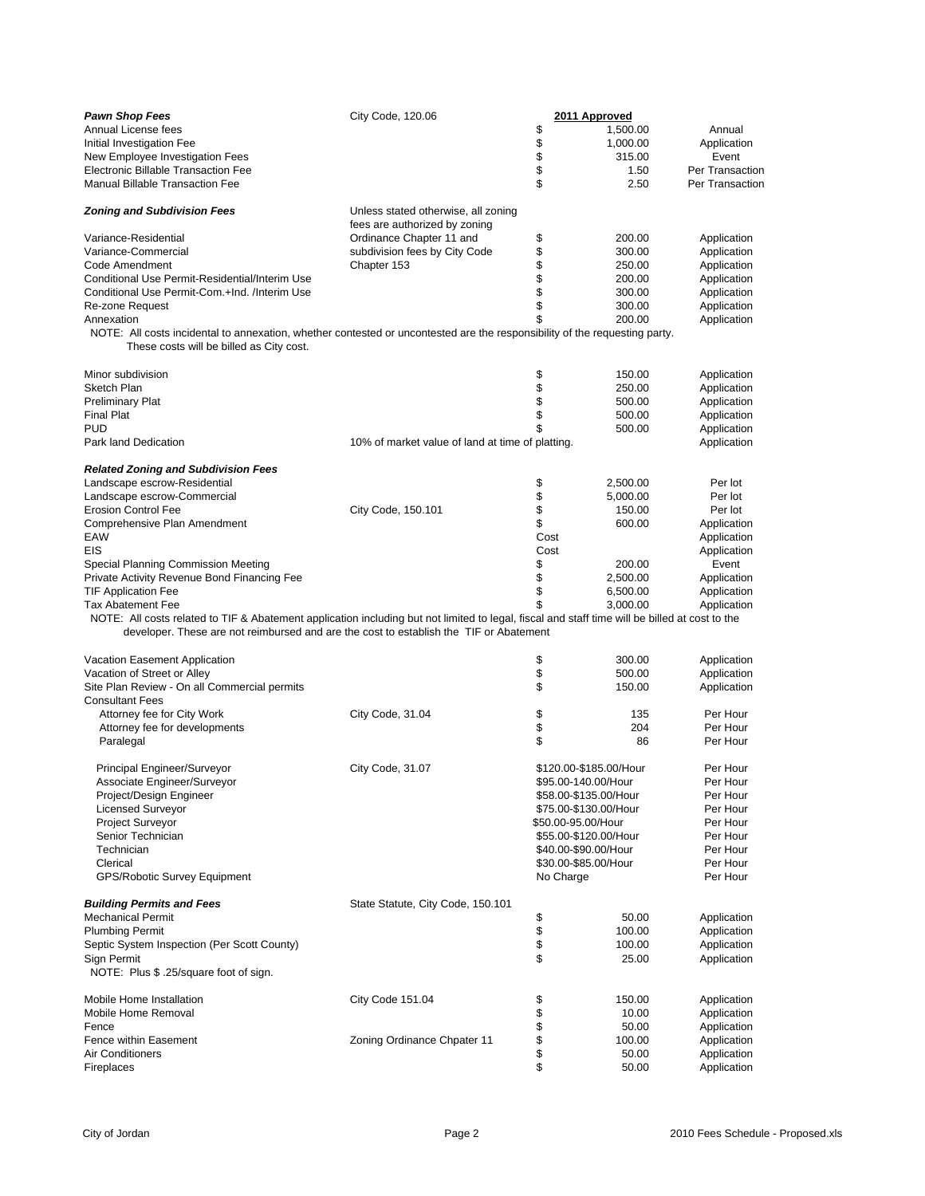| Fee | Authority | 2011 Approved | | Unit |
|---|---|---|---|---|
| ***Pawn Shop Fees*** | City Code, 120.06 | | | |
| Annual License fees | | $ | 1,500.00 | Annual |
| Initial Investigation Fee | | $ | 1,000.00 | Application |
| New Employee Investigation Fees | | $ | 315.00 | Event |
| Electronic Billable Transaction Fee | | $ | 1.50 | Per Transaction |
| Manual Billable Transaction Fee | | $ | 2.50 | Per Transaction |
| | | | | |
| ***Zoning and Subdivision Fees*** | Unless stated otherwise, all zoning fees are authorized by zoning | | | |
| Variance-Residential | Ordinance Chapter 11 and | $ | 200.00 | Application |
| Variance-Commercial | subdivision fees by City Code | $ | 300.00 | Application |
| Code Amendment | Chapter 153 | $ | 250.00 | Application |
| Conditional Use Permit-Residential/Interim Use | | $ | 200.00 | Application |
| Conditional Use Permit-Com.+Ind. /Interim Use | | $ | 300.00 | Application |
| Re-zone Request | | $ | 300.00 | Application |
| Annexation | | $ | 200.00 | Application |
| NOTE: All costs incidental to annexation, whether contested or uncontested are the responsibility of the requesting party. These costs will be billed as City cost. | | | | |
| | | | | |
| Minor subdivision | | $ | 150.00 | Application |
| Sketch Plan | | $ | 250.00 | Application |
| Preliminary Plat | | $ | 500.00 | Application |
| Final Plat | | $ | 500.00 | Application |
| PUD | | $ | 500.00 | Application |
| Park land Dedication | 10% of market value of land at time of platting. | | | Application |
| | | | | |
| ***Related Zoning and Subdivision Fees*** | | | | |
| Landscape escrow-Residential | | $ | 2,500.00 | Per lot |
| Landscape escrow-Commercial | | $ | 5,000.00 | Per lot |
| Erosion Control Fee | City Code, 150.101 | $ | 150.00 | Per lot |
| Comprehensive Plan Amendment | | $ | 600.00 | Application |
| EAW | | Cost | | Application |
| EIS | | Cost | | Application |
| Special Planning Commission Meeting | | $ | 200.00 | Event |
| Private Activity Revenue Bond Financing Fee | | $ | 2,500.00 | Application |
| TIF Application Fee | | $ | 6,500.00 | Application |
| Tax Abatement Fee | | $ | 3,000.00 | Application |
| NOTE: All costs related to TIF & Abatement application including but not limited to legal, fiscal and staff time will be billed at cost to the developer. These are not reimbursed and are the cost to establish the TIF or Abatement | | | | |
| | | | | |
| Vacation Easement Application | | $ | 300.00 | Application |
| Vacation of Street or Alley | | $ | 500.00 | Application |
| Site Plan Review - On all Commercial permits | | $ | 150.00 | Application |
| Consultant Fees | | | | |
| Attorney fee for City Work | City Code, 31.04 | $ | 135 | Per Hour |
| Attorney fee for developments | | $ | 204 | Per Hour |
| Paralegal | | $ | 86 | Per Hour |
| | | | | |
| Principal Engineer/Surveyor | City Code, 31.07 | $120.00-$185.00/Hour | | Per Hour |
| Associate Engineer/Surveyor | | $95.00-140.00/Hour | | Per Hour |
| Project/Design Engineer | | $58.00-$135.00/Hour | | Per Hour |
| Licensed Surveyor | | $75.00-$130.00/Hour | | Per Hour |
| Project Surveyor | | $50.00-95.00/Hour | | Per Hour |
| Senior Technician | | $55.00-$120.00/Hour | | Per Hour |
| Technician | | $40.00-$90.00/Hour | | Per Hour |
| Clerical | | $30.00-$85.00/Hour | | Per Hour |
| GPS/Robotic Survey Equipment | | No Charge | | Per Hour |
| | | | | |
| ***Building Permits and Fees*** | State Statute, City Code, 150.101 | | | |
| Mechanical Permit | | $ | 50.00 | Application |
| Plumbing Permit | | $ | 100.00 | Application |
| Septic System Inspection (Per Scott County) | | $ | 100.00 | Application |
| Sign Permit | | $ | 25.00 | Application |
| NOTE: Plus $ .25/square foot of sign. | | | | |
| | | | | |
| Mobile Home Installation | City Code 151.04 | $ | 150.00 | Application |
| Mobile Home Removal | | $ | 10.00 | Application |
| Fence | | $ | 50.00 | Application |
| Fence within Easement | Zoning Ordinance Chpater 11 | $ | 100.00 | Application |
| Air Conditioners | | $ | 50.00 | Application |
| Fireplaces | | $ | 50.00 | Application |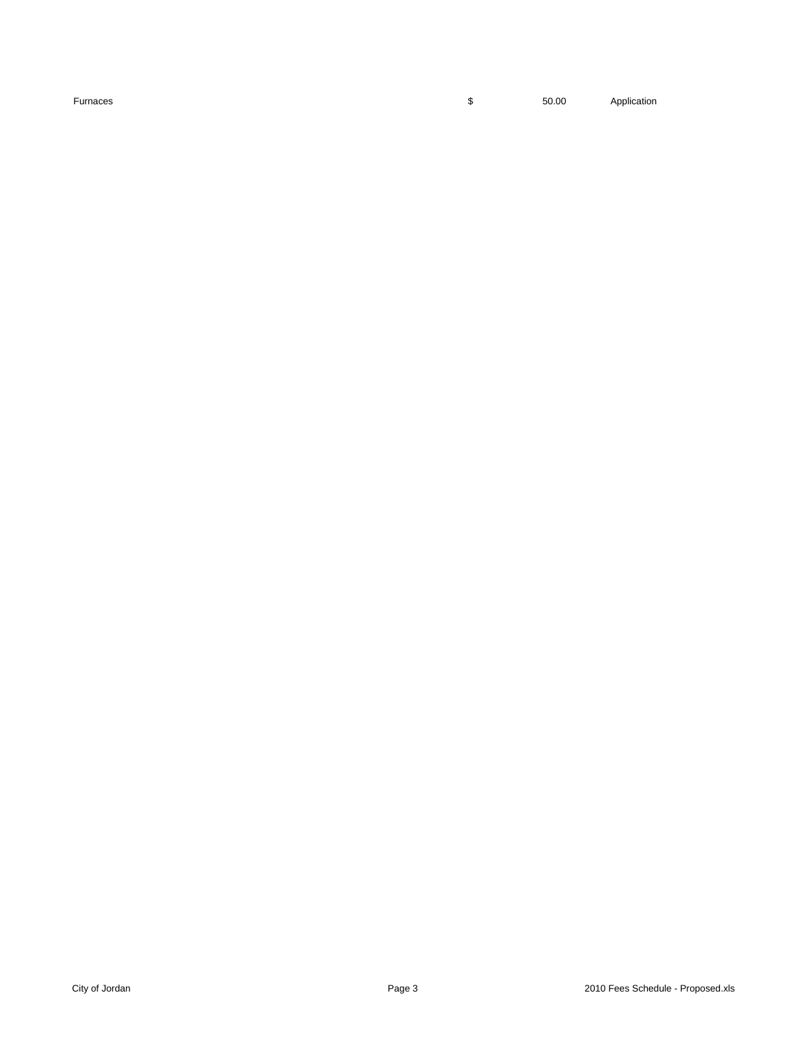| | | | |
|---|---|---|---|
| Furnaces | $ | 50.00 | Application |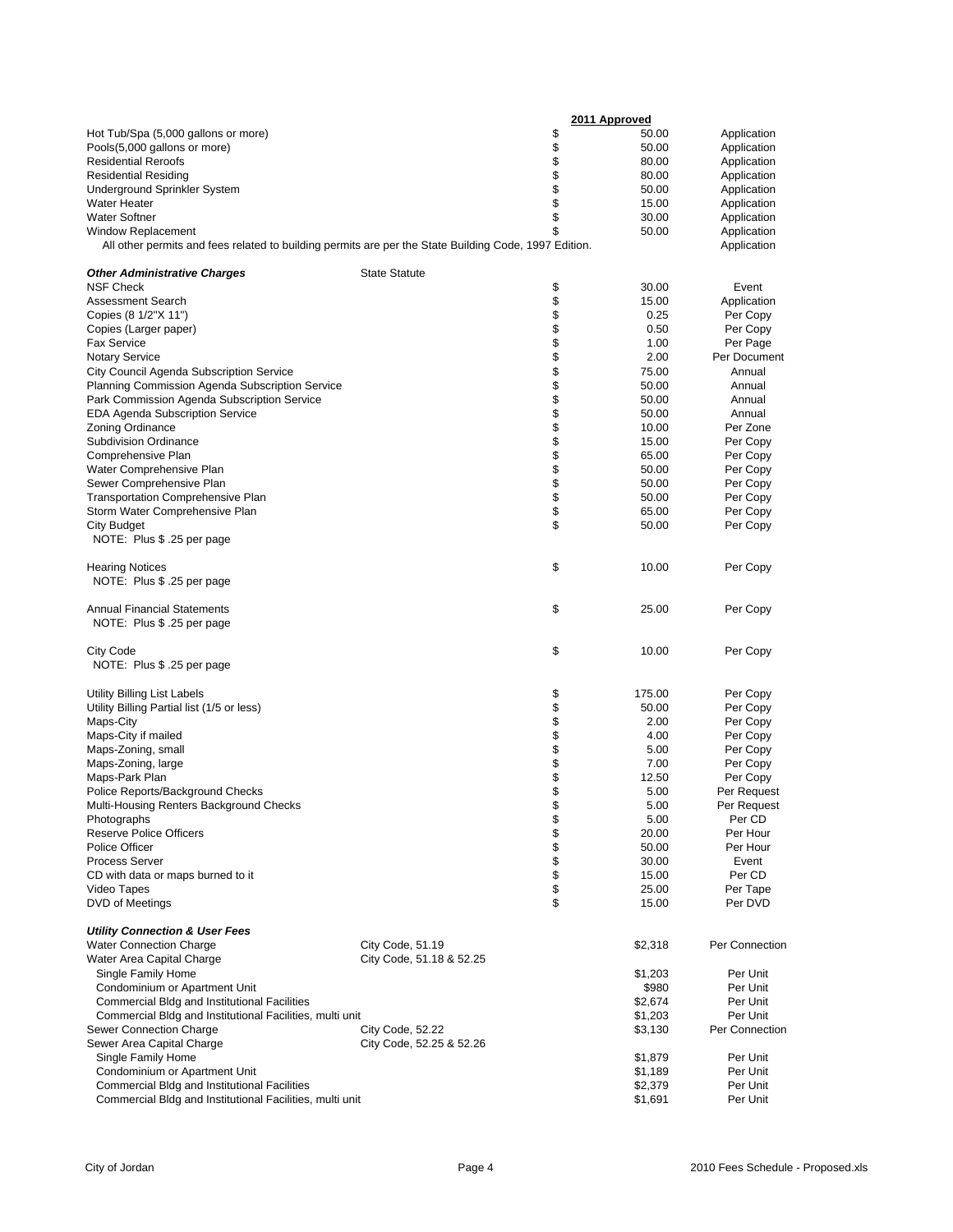| | | 2011 Approved | |
|---|---|---|---|
| Hot Tub/Spa (5,000 gallons or more) | | $ 50.00 | Application |
| Pools(5,000 gallons or more) | | $ 50.00 | Application |
| Residential Reroofs | | $ 80.00 | Application |
| Residential Residing | | $ 80.00 | Application |
| Underground Sprinkler System | | $ 50.00 | Application |
| Water Heater | | $ 15.00 | Application |
| Water Softner | | $ 30.00 | Application |
| Window Replacement | | $ 50.00 | Application |
| All other permits and fees related to building permits are per the State Building Code, 1997 Edition. | | | Application |
| | | | |
| ***Other Administrative Charges*** | State Statute | | |
| NSF Check | | $ 30.00 | Event |
| Assessment Search | | $ 15.00 | Application |
| Copies (8 1/2"X 11") | | $ 0.25 | Per Copy |
| Copies (Larger paper) | | $ 0.50 | Per Copy |
| Fax Service | | $ 1.00 | Per Page |
| Notary Service | | $ 2.00 | Per Document |
| City Council Agenda Subscription Service | | $ 75.00 | Annual |
| Planning Commission Agenda Subscription Service | | $ 50.00 | Annual |
| Park Commission Agenda Subscription Service | | $ 50.00 | Annual |
| EDA Agenda Subscription Service | | $ 50.00 | Annual |
| Zoning Ordinance | | $ 10.00 | Per Zone |
| Subdivision Ordinance | | $ 15.00 | Per Copy |
| Comprehensive Plan | | $ 65.00 | Per Copy |
| Water Comprehensive Plan | | $ 50.00 | Per Copy |
| Sewer Comprehensive Plan | | $ 50.00 | Per Copy |
| Transportation Comprehensive Plan | | $ 50.00 | Per Copy |
| Storm Water Comprehensive Plan | | $ 65.00 | Per Copy |
| City Budget | | $ 50.00 | Per Copy |
| NOTE: Plus $ .25 per page | | | |
| | | | |
| Hearing Notices | | $ 10.00 | Per Copy |
| NOTE: Plus $ .25 per page | | | |
| | | | |
| Annual Financial Statements | | $ 25.00 | Per Copy |
| NOTE: Plus $ .25 per page | | | |
| | | | |
| City Code | | $ 10.00 | Per Copy |
| NOTE: Plus $ .25 per page | | | |
| | | | |
| Utility Billing List Labels | | $ 175.00 | Per Copy |
| Utility Billing Partial list (1/5 or less) | | $ 50.00 | Per Copy |
| Maps-City | | $ 2.00 | Per Copy |
| Maps-City if mailed | | $ 4.00 | Per Copy |
| Maps-Zoning, small | | $ 5.00 | Per Copy |
| Maps-Zoning, large | | $ 7.00 | Per Copy |
| Maps-Park Plan | | $ 12.50 | Per Copy |
| Police Reports/Background Checks | | $ 5.00 | Per Request |
| Multi-Housing Renters Background Checks | | $ 5.00 | Per Request |
| Photographs | | $ 5.00 | Per CD |
| Reserve Police Officers | | $ 20.00 | Per Hour |
| Police Officer | | $ 50.00 | Per Hour |
| Process Server | | $ 30.00 | Event |
| CD with data or maps burned to it | | $ 15.00 | Per CD |
| Video Tapes | | $ 25.00 | Per Tape |
| DVD of Meetings | | $ 15.00 | Per DVD |
| | | | |
| ***Utility Connection & User Fees*** | | | |
| Water Connection Charge | City Code, 51.19 | $2,318 | Per Connection |
| Water Area Capital Charge | City Code, 51.18 & 52.25 | | |
| Single Family Home | | $1,203 | Per Unit |
| Condominium or Apartment Unit | | $980 | Per Unit |
| Commercial Bldg and Institutional Facilities | | $2,674 | Per Unit |
| Commercial Bldg and Institutional Facilities, multi unit | | $1,203 | Per Unit |
| Sewer Connection Charge | City Code, 52.22 | $3,130 | Per Connection |
| Sewer Area Capital Charge | City Code, 52.25 & 52.26 | | |
| Single Family Home | | $1,879 | Per Unit |
| Condominium or Apartment Unit | | $1,189 | Per Unit |
| Commercial Bldg and Institutional Facilities | | $2,379 | Per Unit |
| Commercial Bldg and Institutional Facilities, multi unit | | $1,691 | Per Unit |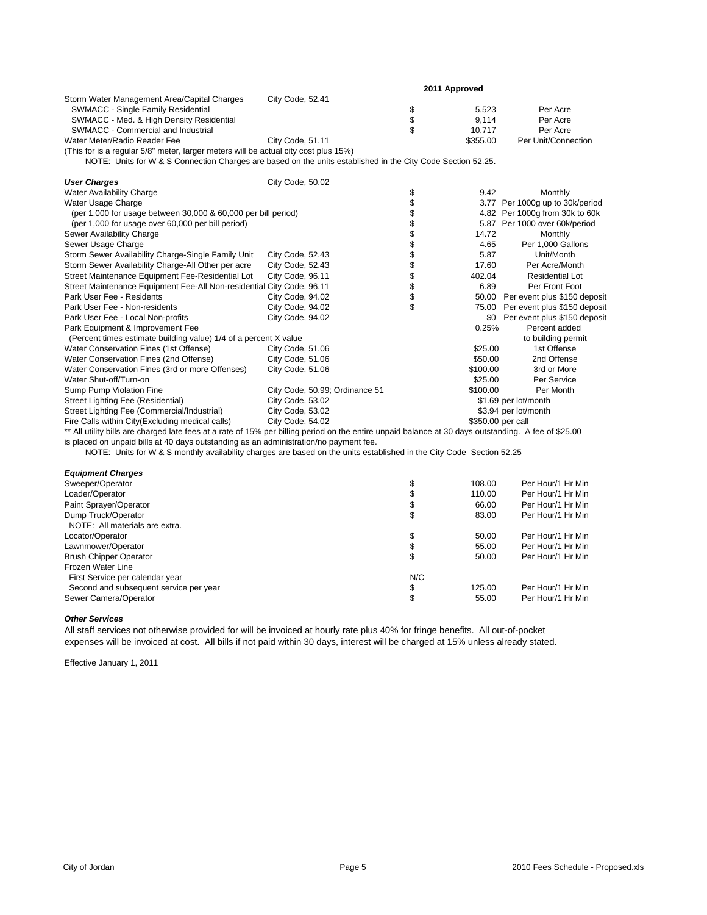| | | | 2011 Approved | |
|---|---|---|---|---|
| Storm Water Management Area/Capital Charges | City Code, 52.41 | | | |
| SWMACC - Single Family Residential | | $ | 5,523 | Per Acre |
| SWMACC - Med. & High Density Residential | | $ | 9,114 | Per Acre |
| SWMACC - Commercial and Industrial | | $ | 10,717 | Per Acre |
| Water Meter/Radio Reader Fee | City Code, 51.11 | | $355.00 | Per Unit/Connection |

(This for is a regular 5/8" meter, larger meters will be actual city cost plus 15%)

NOTE: Units for W & S Connection Charges are based on the units established in the City Code Section 52.25.

| | | | | |
|---|---|---|---|---|
| ***User Charges*** | City Code, 50.02 | | | |
| Water Availability Charge | | $ | 9.42 | Monthly |
| Water Usage Charge | | $ | 3.77 | Per 1000g up to 30k/period |
| (per 1,000 for usage between 30,000 & 60,000 per bill period) | | $ | 4.82 | Per 1000g from 30k to 60k |
| (per 1,000 for usage over 60,000 per bill period) | | $ | 5.87 | Per 1000 over 60k/period |
| Sewer Availability Charge | | $ | 14.72 | Monthly |
| Sewer Usage Charge | | $ | 4.65 | Per 1,000 Gallons |
| Storm Sewer Availability Charge-Single Family Unit | City Code, 52.43 | $ | 5.87 | Unit/Month |
| Storm Sewer Availability Charge-All Other per acre | City Code, 52.43 | $ | 17.60 | Per Acre/Month |
| Street Maintenance Equipment Fee-Residential Lot | City Code, 96.11 | $ | 402.04 | Residential Lot |
| Street Maintenance Equipment Fee-All Non-residential | City Code, 96.11 | $ | 6.89 | Per Front Foot |
| Park User Fee - Residents | City Code, 94.02 | $ | 50.00 | Per event plus $150 deposit |
| Park User Fee - Non-residents | City Code, 94.02 | $ | 75.00 | Per event plus $150 deposit |
| Park User Fee - Local Non-profits | City Code, 94.02 | | $0 | Per event plus $150 deposit |
| Park Equipment & Improvement Fee | | | 0.25% | Percent added |
| (Percent times estimate building value) 1/4 of a percent X value | | | | to building permit |
| Water Conservation Fines (1st Offense) | City Code, 51.06 | | $25.00 | 1st Offense |
| Water Conservation Fines (2nd Offense) | City Code, 51.06 | | $50.00 | 2nd Offense |
| Water Conservation Fines (3rd or more Offenses) | City Code, 51.06 | | $100.00 | 3rd or More |
| Water Shut-off/Turn-on | | | $25.00 | Per Service |
| Sump Pump Violation Fine | City Code, 50.99; Ordinance 51 | | $100.00 | Per Month |
| Street Lighting Fee (Residential) | City Code, 53.02 | | | $1.69 per lot/month |
| Street Lighting Fee (Commercial/Industrial) | City Code, 53.02 | | | $3.94 per lot/month |
| Fire Calls within City(Excluding medical calls) | City Code, 54.02 | | $350.00 per call | |

** All utility bills are charged late fees at a rate of 15% per billing period on the entire unpaid balance at 30 days outstanding. A fee of $25.00 is placed on unpaid bills at 40 days outstanding as an administration/no payment fee.

NOTE: Units for W & S monthly availability charges are based on the units established in the City Code Section 52.25

| | | | |
|---|---|---|---|
| ***Equipment Charges*** | | | |
| Sweeper/Operator | $ | 108.00 | Per Hour/1 Hr Min |
| Loader/Operator | $ | 110.00 | Per Hour/1 Hr Min |
| Paint Sprayer/Operator | $ | 66.00 | Per Hour/1 Hr Min |
| Dump Truck/Operator | $ | 83.00 | Per Hour/1 Hr Min |
| NOTE: All materials are extra. | | | |
| Locator/Operator | $ | 50.00 | Per Hour/1 Hr Min |
| Lawnmower/Operator | $ | 55.00 | Per Hour/1 Hr Min |
| Brush Chipper Operator | $ | 50.00 | Per Hour/1 Hr Min |
| Frozen Water Line | | | |
| First Service per calendar year | N/C | | |
| Second and subsequent service per year | $ | 125.00 | Per Hour/1 Hr Min |
| Sewer Camera/Operator | $ | 55.00 | Per Hour/1 Hr Min |

***Other Services***

All staff services not otherwise provided for will be invoiced at hourly rate plus 40% for fringe benefits. All out-of-pocket expenses will be invoiced at cost. All bills if not paid within 30 days, interest will be charged at 15% unless already stated.

Effective January 1, 2011